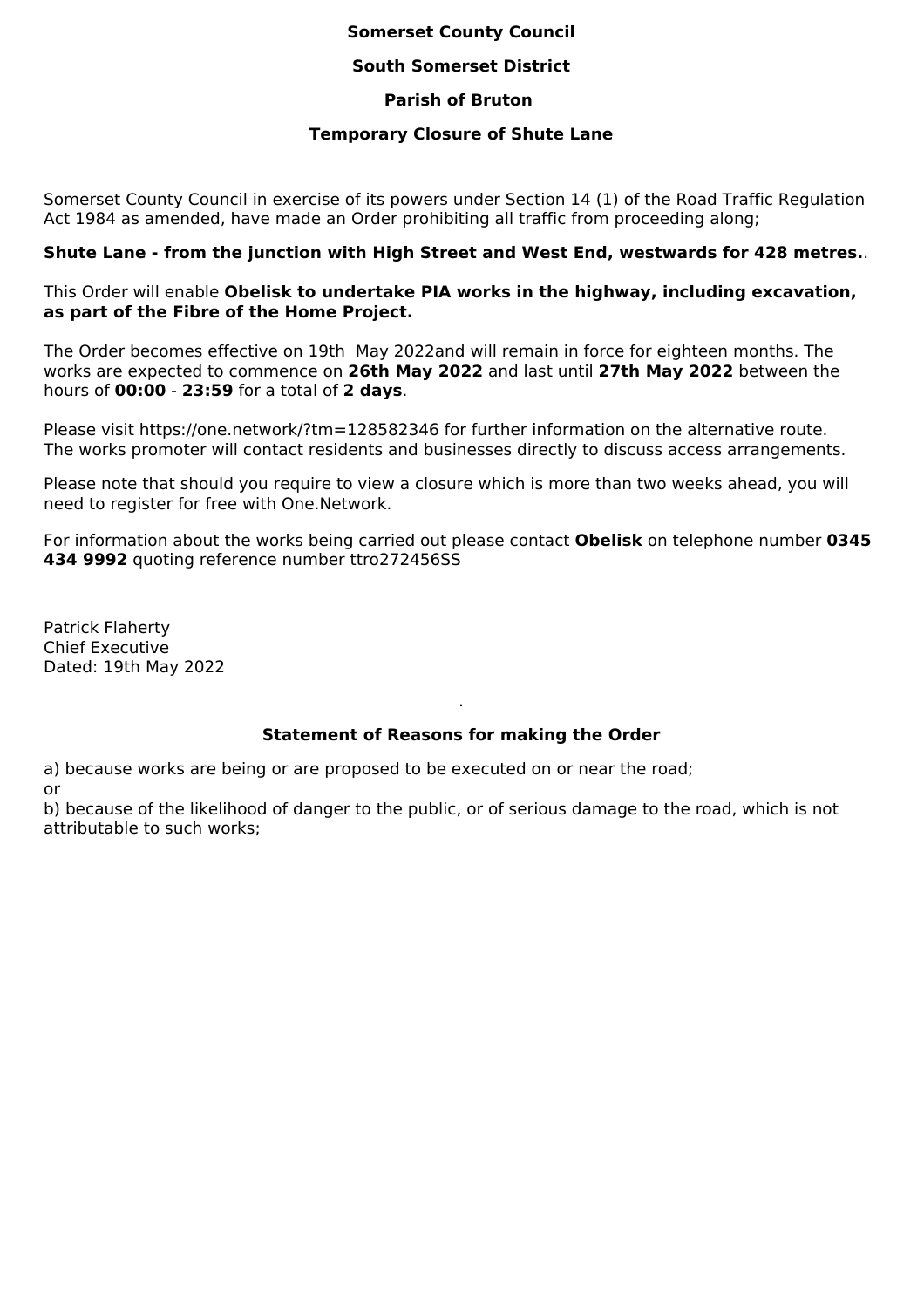**Somerset County Council**

**South Somerset District**

**Parish of Bruton**

**Temporary Closure of Shute Lane**

Somerset County Council in exercise of its powers under Section 14 (1) of the Road Traffic Regulation Act 1984 as amended, have made an Order prohibiting all traffic from proceeding along;

**Shute Lane - from the junction with High Street and West End, westwards for 428 metres.**.

This Order will enable **Obelisk to undertake PIA works in the highway, including excavation, as part of the Fibre of the Home Project.**

The Order becomes effective on 19th May 2022and will remain in force for eighteen months. The works are expected to commence on **26th May 2022** and last until **27th May 2022** between the hours of **00:00** - **23:59** for a total of **2 days**.

Please visit https://one.network/?tm=128582346 for further information on the alternative route. The works promoter will contact residents and businesses directly to discuss access arrangements.

Please note that should you require to view a closure which is more than two weeks ahead, you will need to register for free with One.Network.

For information about the works being carried out please contact **Obelisk** on telephone number **0345 434 9992** quoting reference number ttro272456SS

Patrick Flaherty  
Chief Executive  
Dated: 19th May 2022

.

**Statement of Reasons for making the Order**

a) because works are being or are proposed to be executed on or near the road;  
or  
b) because of the likelihood of danger to the public, or of serious damage to the road, which is not attributable to such works;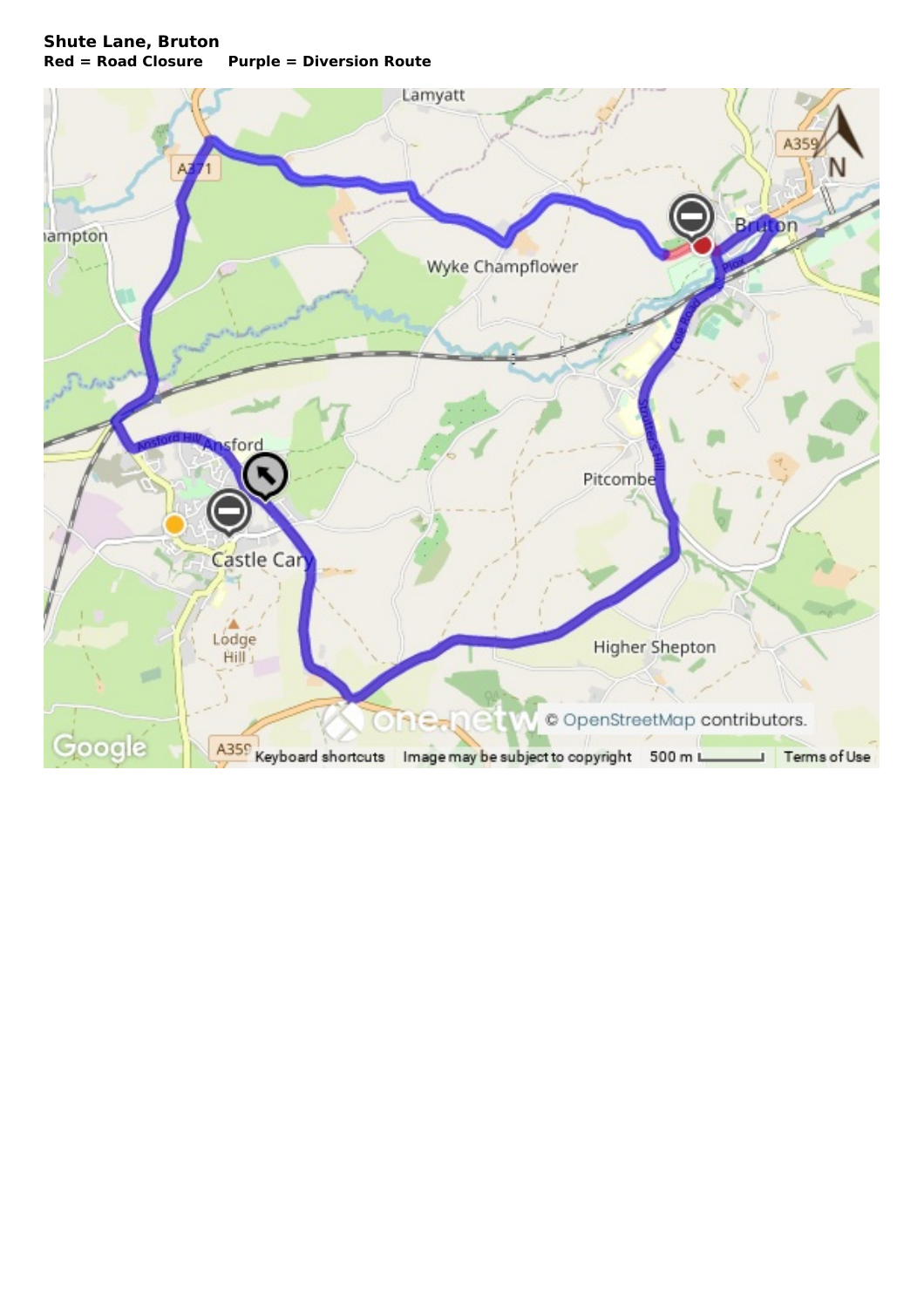**Shute Lane, Bruton**

**Red = Road Closure     Purple = Diversion Route**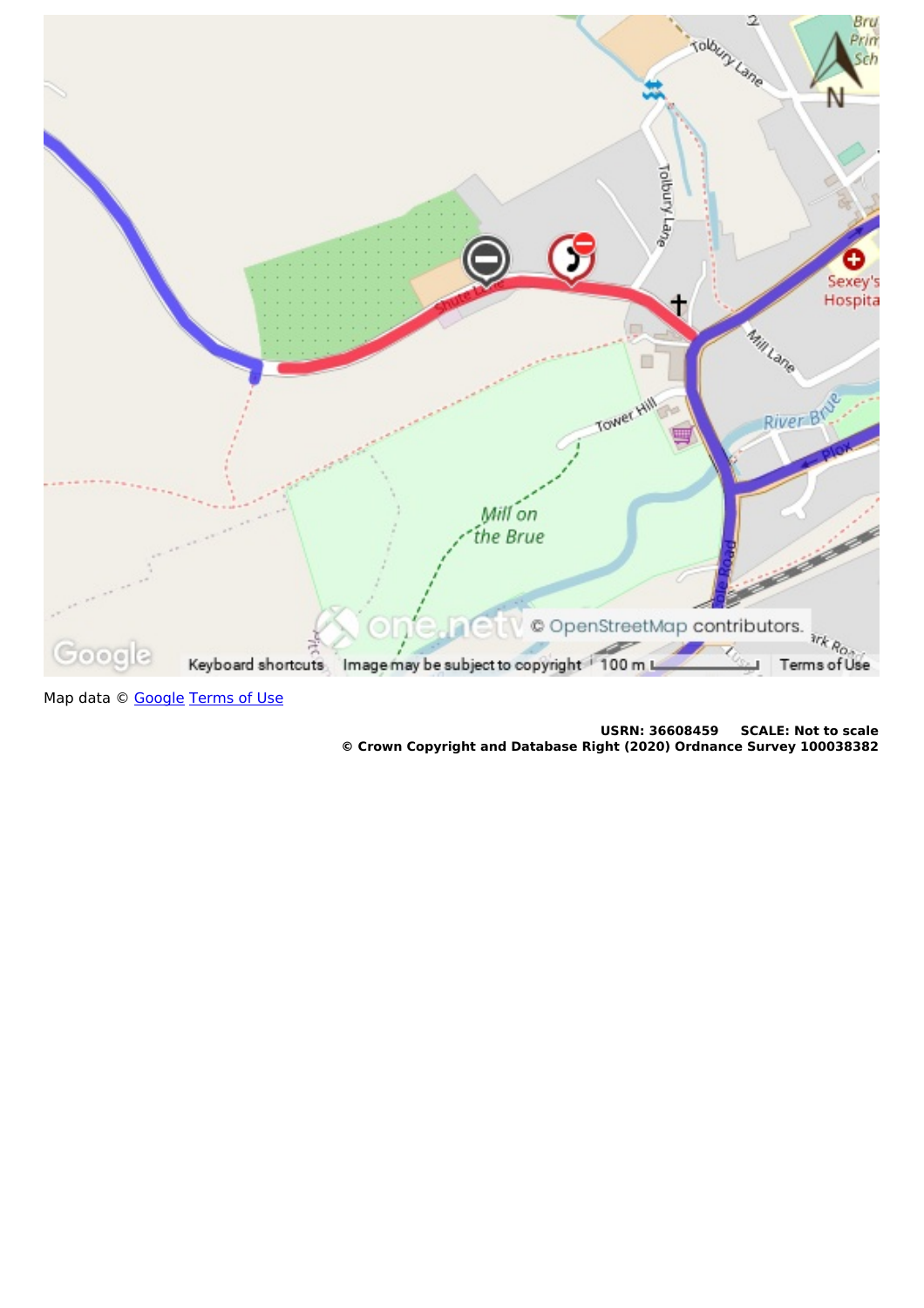Map data © Google Terms of Use

**USRN: 36608459 SCALE: Not to scale**
**© Crown Copyright and Database Right (2020) Ordnance Survey 100038382**